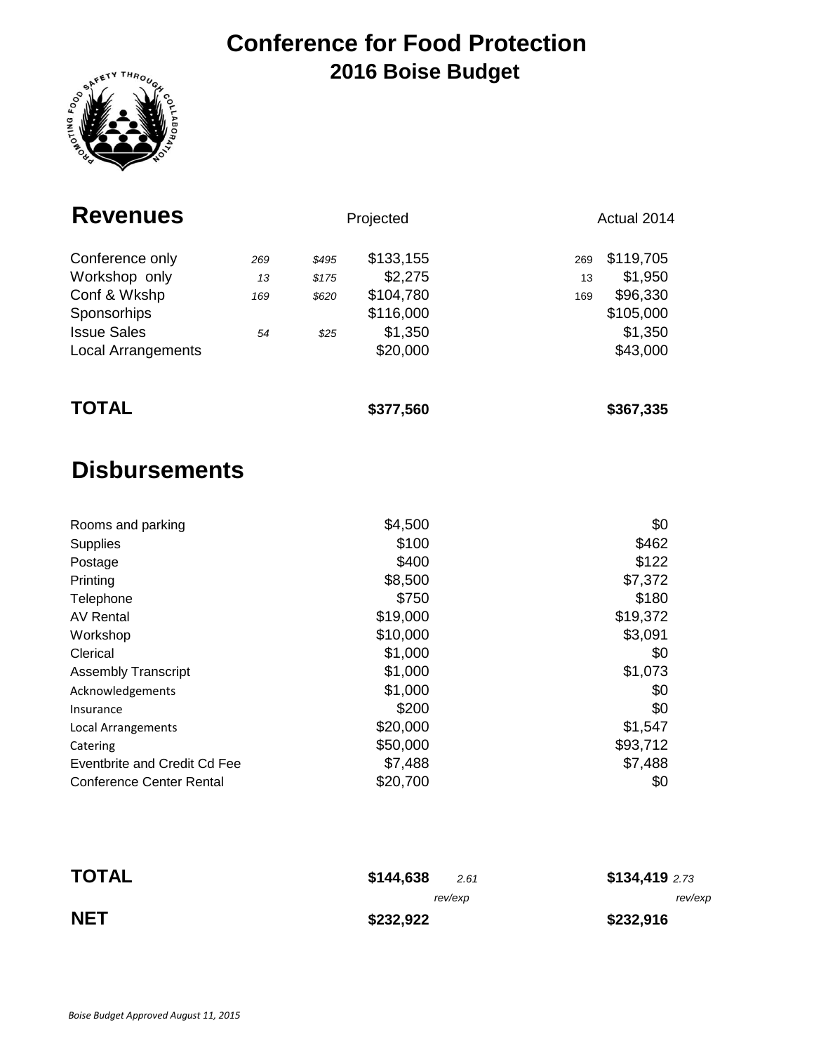# Conference for Food Protection

## 2016 Boise Budget

## Revenues

| | | | Projected | | Actual 2014 |
|---|---|---|---|---|---|
| Conference only | *269* | *$495* | $133,155 | 269 | $119,705 |
| Workshop only | *13* | *$175* | $2,275 | 13 | $1,950 |
| Conf & Wkshp | *169* | *$620* | $104,780 | 169 | $96,330 |
| Sponsorhips | | | $116,000 | | $105,000 |
| Issue Sales | *54* | *$25* | $1,350 | | $1,350 |
| Local Arrangements | | | $20,000 | | $43,000 |
| **TOTAL** | | | **$377,560** | | **$367,335** |

## Disbursements

| | Projected | | Actual 2014 | |
|---|---|---|---|---|
| Rooms and parking | $4,500 | | $0 | |
| Supplies | $100 | | $462 | |
| Postage | $400 | | $122 | |
| Printing | $8,500 | | $7,372 | |
| Telephone | $750 | | $180 | |
| AV Rental | $19,000 | | $19,372 | |
| Workshop | $10,000 | | $3,091 | |
| Clerical | $1,000 | | $0 | |
| Assembly Transcript | $1,000 | | $1,073 | |
| Acknowledgements | $1,000 | | $0 | |
| Insurance | $200 | | $0 | |
| Local Arrangements | $20,000 | | $1,547 | |
| Catering | $50,000 | | $93,712 | |
| Eventbrite and Credit Cd Fee | $7,488 | | $7,488 | |
| Conference Center Rental | $20,700 | | $0 | |
| **TOTAL** | **$144,638** | *2.61 rev/exp* | **$134,419** | *2.73 rev/exp* |
| **NET** | **$232,922** | | **$232,916** | |

*Boise Budget Approved August 11, 2015*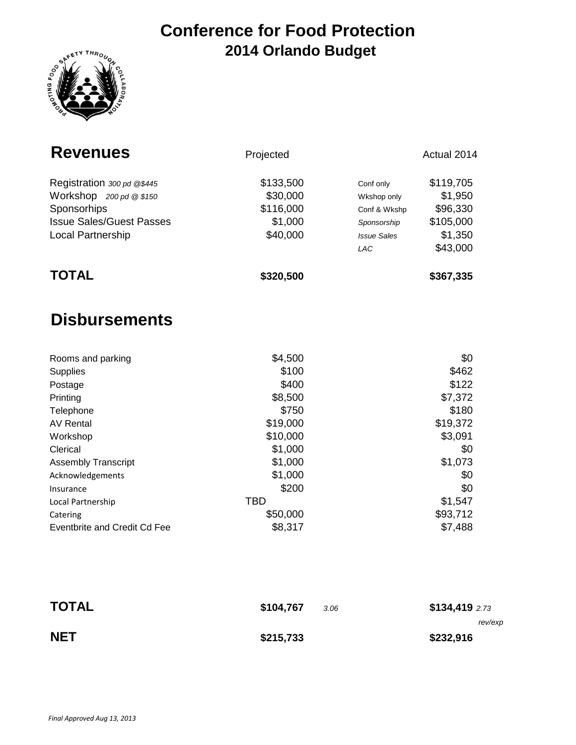# Conference for Food Protection

## 2014 Orlando Budget

## Revenues

| | Projected | | Actual 2014 |
|---|---|---|---|
| Registration *300 pd @$445* | $133,500 | Conf only | $119,705 |
| Workshop *200 pd @ $150* | $30,000 | Wkshop only | $1,950 |
| Sponsorhips | $116,000 | Conf & Wkshp | $96,330 |
| Issue Sales/Guest Passes | $1,000 | *Sponsorship* | $105,000 |
| Local Partnership | $40,000 | *Issue Sales* | $1,350 |
| | | *LAC* | $43,000 |
| **TOTAL** | **$320,500** | | **$367,335** |

## Disbursements

| | Projected | | Actual 2014 |
|---|---|---|---|
| Rooms and parking | $4,500 | | $0 |
| Supplies | $100 | | $462 |
| Postage | $400 | | $122 |
| Printing | $8,500 | | $7,372 |
| Telephone | $750 | | $180 |
| AV Rental | $19,000 | | $19,372 |
| Workshop | $10,000 | | $3,091 |
| Clerical | $1,000 | | $0 |
| Assembly Transcript | $1,000 | | $1,073 |
| Acknowledgements | $1,000 | | $0 |
| Insurance | $200 | | $0 |
| Local Partnership | TBD | | $1,547 |
| Catering | $50,000 | | $93,712 |
| Eventbrite and Credit Cd Fee | $8,317 | | $7,488 |
| **TOTAL** | **$104,767** | *3.06* | **$134,419** *2.73* *rev/exp* |
| **NET** | **$215,733** | | **$232,916** |

*Final Approved Aug 13, 2013*